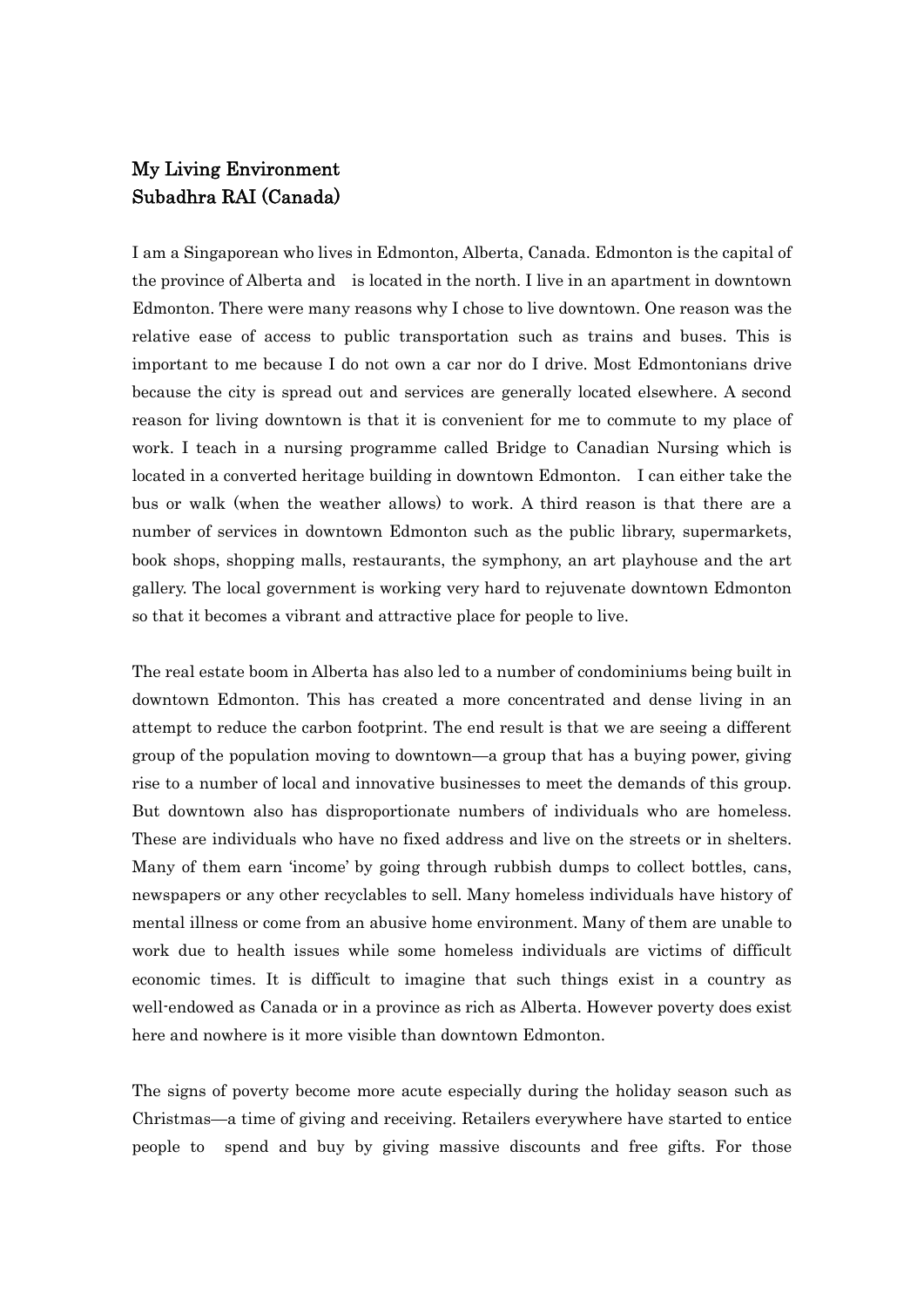# My Living Environment
## Subadhra RAI (Canada)

I am a Singaporean who lives in Edmonton, Alberta, Canada. Edmonton is the capital of the province of Alberta and is located in the north. I live in an apartment in downtown Edmonton. There were many reasons why I chose to live downtown. One reason was the relative ease of access to public transportation such as trains and buses. This is important to me because I do not own a car nor do I drive. Most Edmontonians drive because the city is spread out and services are generally located elsewhere. A second reason for living downtown is that it is convenient for me to commute to my place of work. I teach in a nursing programme called Bridge to Canadian Nursing which is located in a converted heritage building in downtown Edmonton. I can either take the bus or walk (when the weather allows) to work. A third reason is that there are a number of services in downtown Edmonton such as the public library, supermarkets, book shops, shopping malls, restaurants, the symphony, an art playhouse and the art gallery. The local government is working very hard to rejuvenate downtown Edmonton so that it becomes a vibrant and attractive place for people to live.

The real estate boom in Alberta has also led to a number of condominiums being built in downtown Edmonton. This has created a more concentrated and dense living in an attempt to reduce the carbon footprint. The end result is that we are seeing a different group of the population moving to downtown—a group that has a buying power, giving rise to a number of local and innovative businesses to meet the demands of this group. But downtown also has disproportionate numbers of individuals who are homeless. These are individuals who have no fixed address and live on the streets or in shelters. Many of them earn 'income' by going through rubbish dumps to collect bottles, cans, newspapers or any other recyclables to sell. Many homeless individuals have history of mental illness or come from an abusive home environment. Many of them are unable to work due to health issues while some homeless individuals are victims of difficult economic times. It is difficult to imagine that such things exist in a country as well-endowed as Canada or in a province as rich as Alberta. However poverty does exist here and nowhere is it more visible than downtown Edmonton.

The signs of poverty become more acute especially during the holiday season such as Christmas—a time of giving and receiving. Retailers everywhere have started to entice people to spend and buy by giving massive discounts and free gifts. For those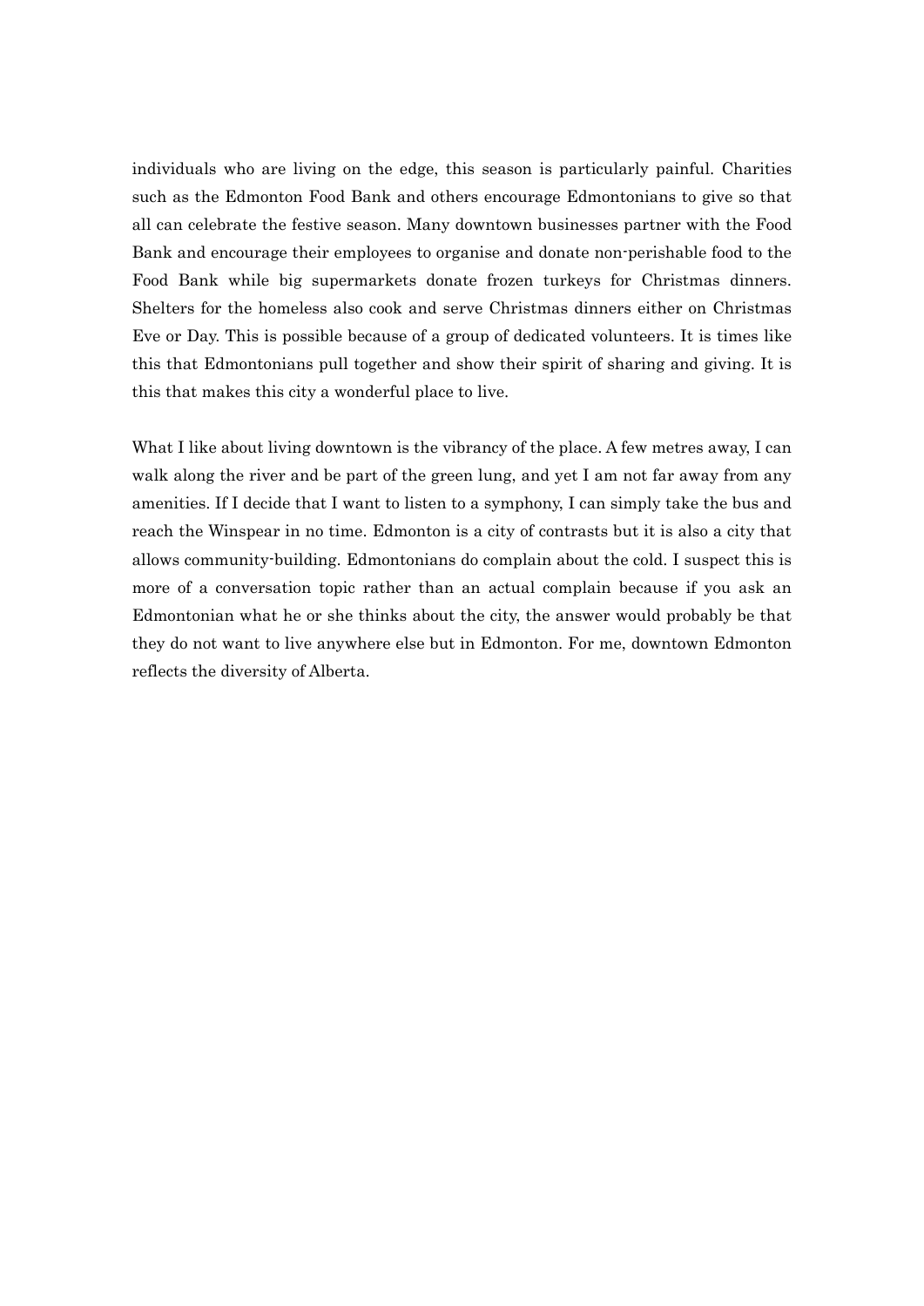individuals who are living on the edge, this season is particularly painful. Charities such as the Edmonton Food Bank and others encourage Edmontonians to give so that all can celebrate the festive season. Many downtown businesses partner with the Food Bank and encourage their employees to organise and donate non-perishable food to the Food Bank while big supermarkets donate frozen turkeys for Christmas dinners. Shelters for the homeless also cook and serve Christmas dinners either on Christmas Eve or Day. This is possible because of a group of dedicated volunteers. It is times like this that Edmontonians pull together and show their spirit of sharing and giving. It is this that makes this city a wonderful place to live.

What I like about living downtown is the vibrancy of the place. A few metres away, I can walk along the river and be part of the green lung, and yet I am not far away from any amenities. If I decide that I want to listen to a symphony, I can simply take the bus and reach the Winspear in no time. Edmonton is a city of contrasts but it is also a city that allows community-building. Edmontonians do complain about the cold. I suspect this is more of a conversation topic rather than an actual complain because if you ask an Edmontonian what he or she thinks about the city, the answer would probably be that they do not want to live anywhere else but in Edmonton. For me, downtown Edmonton reflects the diversity of Alberta.